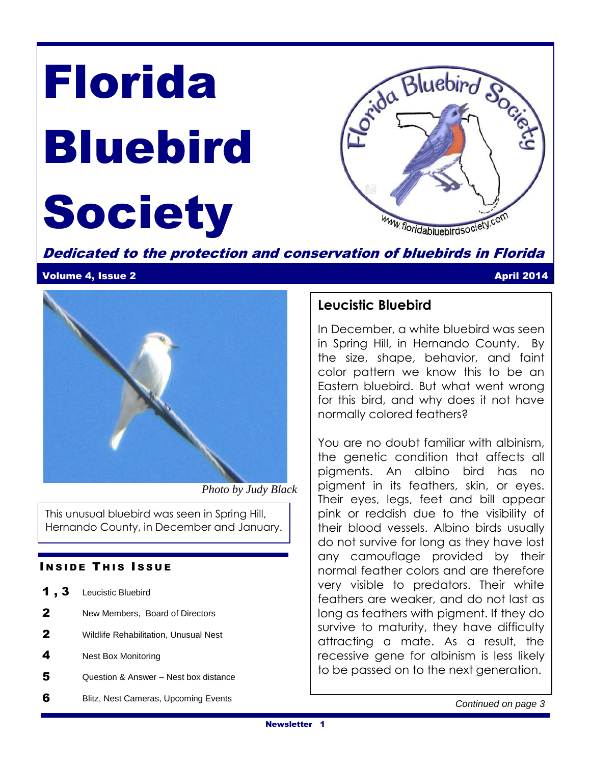# Florida Bluebird Society

***Dedicated to the protection and conservation of bluebirds in Florida***

**Volume 4, Issue 2** **April 2014**

*Photo by Judy Black*

This unusual bluebird was seen in Spring Hill, Hernando County, in December and January.

### Inside This Issue

| | |
|---|---|
| **1 , 3** | Leucistic Bluebird |
| **2** | New Members, Board of Directors |
| **2** | Wildlife Rehabilitation, Unusual Nest |
| **4** | Nest Box Monitoring |
| **5** | Question & Answer – Nest box distance |
| **6** | Blitz, Nest Cameras, Upcoming Events |

## Leucistic Bluebird

In December, a white bluebird was seen in Spring Hill, in Hernando County. By the size, shape, behavior, and faint color pattern we know this to be an Eastern bluebird. But what went wrong for this bird, and why does it not have normally colored feathers?

You are no doubt familiar with albinism, the genetic condition that affects all pigments. An albino bird has no pigment in its feathers, skin, or eyes. Their eyes, legs, feet and bill appear pink or reddish due to the visibility of their blood vessels. Albino birds usually do not survive for long as they have lost any camouflage provided by their normal feather colors and are therefore very visible to predators. Their white feathers are weaker, and do not last as long as feathers with pigment. If they do survive to maturity, they have difficulty attracting a mate. As a result, the recessive gene for albinism is less likely to be passed on to the next generation.

*Continued on page 3*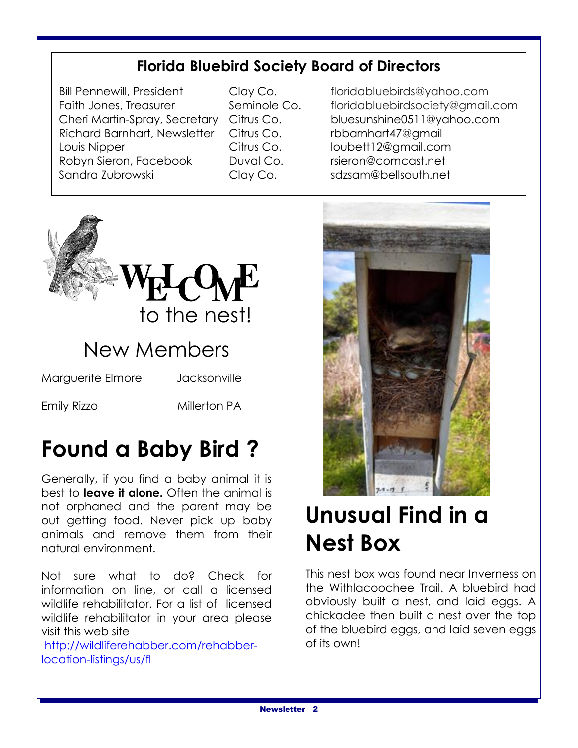## Florida Bluebird Society Board of Directors

| | | |
|---|---|---|
| Bill Pennewill, President | Clay Co. | floridabluebirds@yahoo.com |
| Faith Jones, Treasurer | Seminole Co. | floridabluebirdsociety@gmail.com |
| Cheri Martin-Spray, Secretary | Citrus Co. | bluesunshine0511@yahoo.com |
| Richard Barnhart, Newsletter | Citrus Co. | rbbarnhart47@gmail |
| Louis Nipper | Citrus Co. | loubett12@gmail.com |
| Robyn Sieron, Facebook | Duval Co. | rsieron@comcast.net |
| Sandra Zubrowski | Clay Co. | sdzsam@bellsouth.net |

# WELCOME to the nest!

## New Members

| | |
|---|---|
| Marguerite Elmore | Jacksonville |
| Emily Rizzo | Millerton PA |

# Found a Baby Bird ?

Generally, if you find a baby animal it is best to **leave it alone.** Often the animal is not orphaned and the parent may be out getting food. Never pick up baby animals and remove them from their natural environment.

Not sure what to do? Check for information on line, or call a licensed wildlife rehabilitator. For a list of licensed wildlife rehabilitator in your area please visit this web site
http://wildliferehabber.com/rehabber-location-listings/us/fl

# Unusual Find in a Nest Box

This nest box was found near Inverness on the Withlacoochee Trail. A bluebird had obviously built a nest, and laid eggs. A chickadee then built a nest over the top of the bluebird eggs, and laid seven eggs of its own!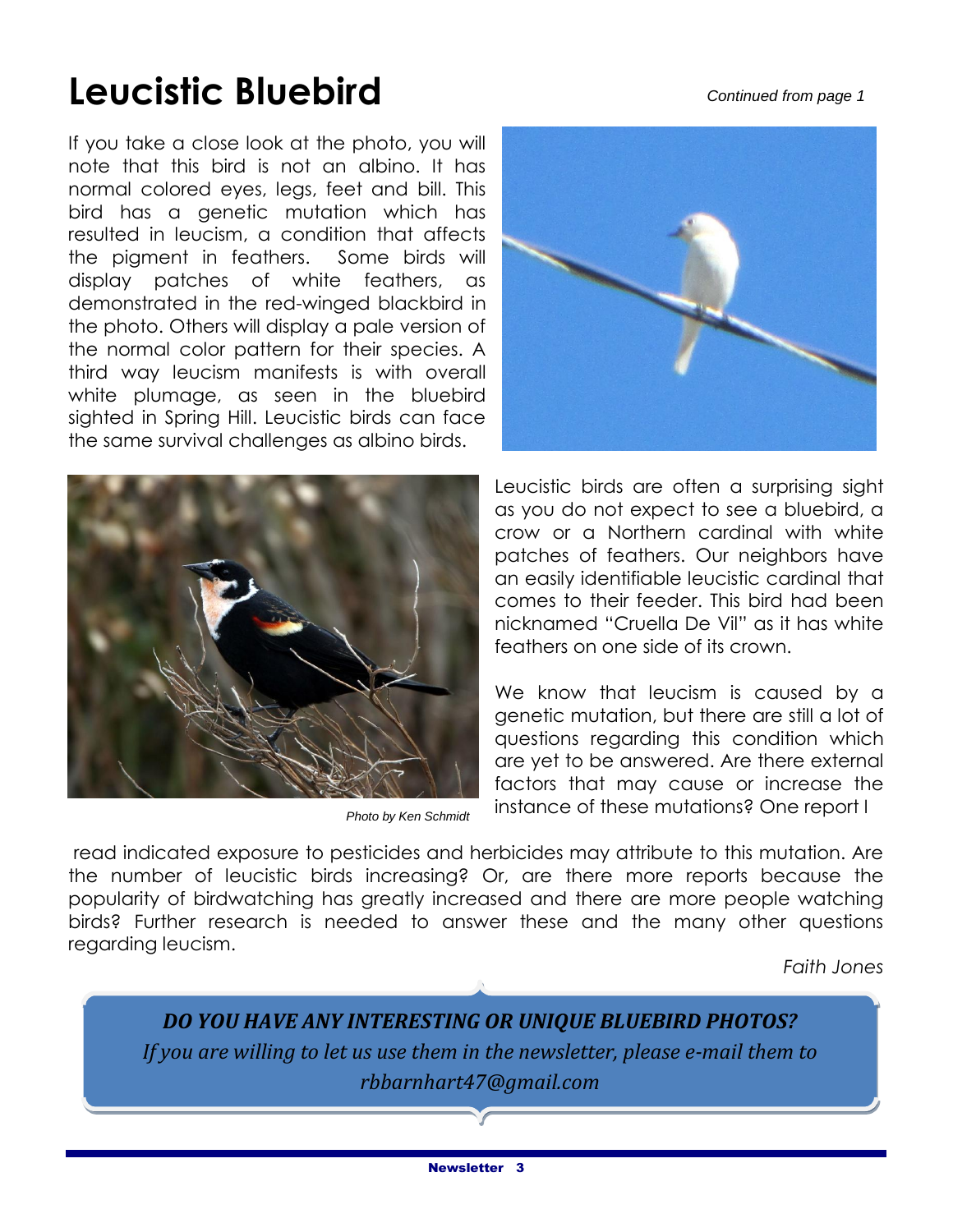# Leucistic Bluebird

*Continued from page 1*

If you take a close look at the photo, you will note that this bird is not an albino. It has normal colored eyes, legs, feet and bill. This bird has a genetic mutation which has resulted in leucism, a condition that affects the pigment in feathers. Some birds will display patches of white feathers, as demonstrated in the red-winged blackbird in the photo. Others will display a pale version of the normal color pattern for their species. A third way leucism manifests is with overall white plumage, as seen in the bluebird sighted in Spring Hill. Leucistic birds can face the same survival challenges as albino birds.

*Photo by Ken Schmidt*

Leucistic birds are often a surprising sight as you do not expect to see a bluebird, a crow or a Northern cardinal with white patches of feathers. Our neighbors have an easily identifiable leucistic cardinal that comes to their feeder. This bird had been nicknamed "Cruella De Vil" as it has white feathers on one side of its crown.

We know that leucism is caused by a genetic mutation, but there are still a lot of questions regarding this condition which are yet to be answered. Are there external factors that may cause or increase the instance of these mutations? One report I read indicated exposure to pesticides and herbicides may attribute to this mutation. Are the number of leucistic birds increasing? Or, are there more reports because the popularity of birdwatching has greatly increased and there are more people watching birds? Further research is needed to answer these and the many other questions regarding leucism.

*Faith Jones*

***DO YOU HAVE ANY INTERESTING OR UNIQUE BLUEBIRD PHOTOS?***

*If you are willing to let us use them in the newsletter, please e-mail them to rbbarnhart47@gmail.com*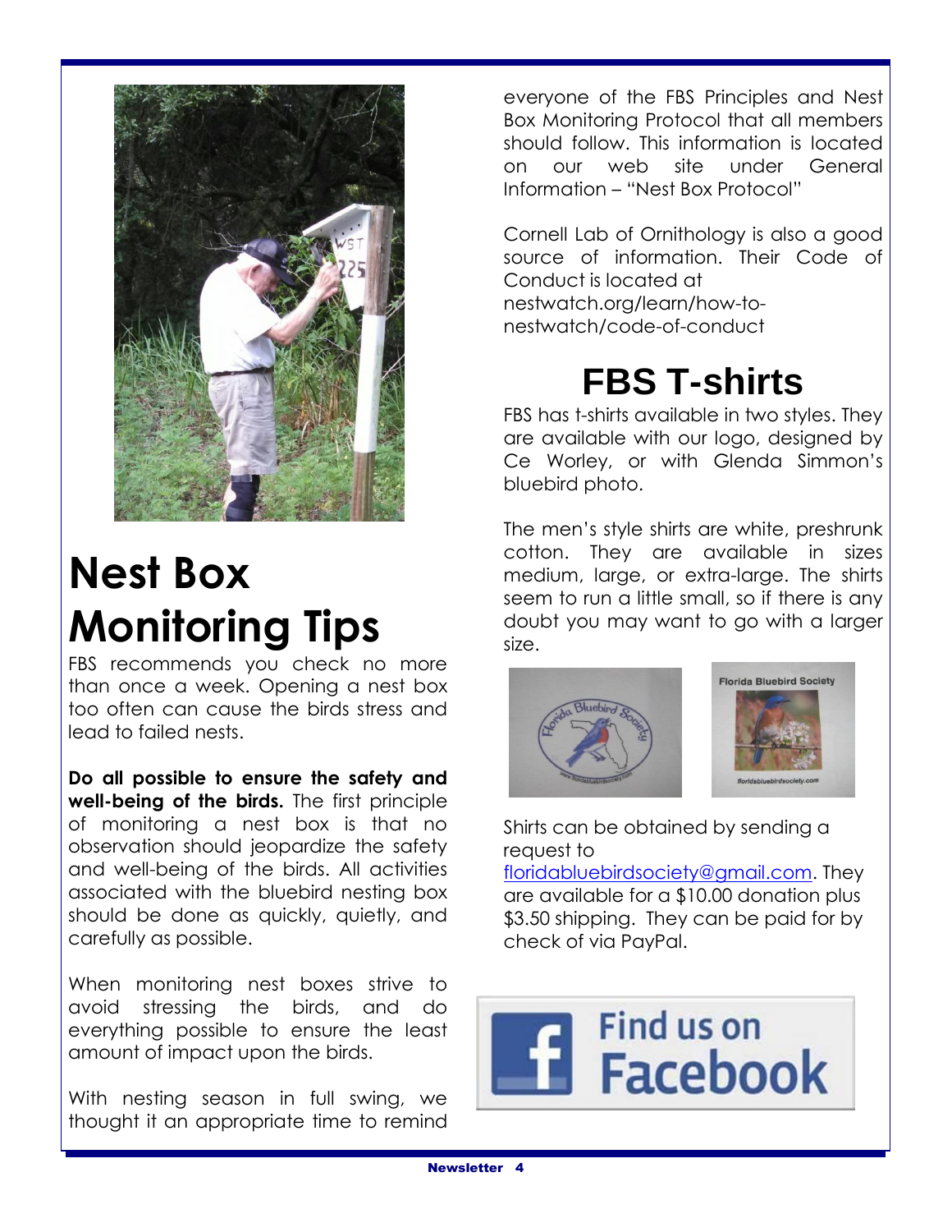# Nest Box Monitoring Tips

FBS recommends you check no more than once a week. Opening a nest box too often can cause the birds stress and lead to failed nests.

**Do all possible to ensure the safety and well-being of the birds.** The first principle of monitoring a nest box is that no observation should jeopardize the safety and well-being of the birds. All activities associated with the bluebird nesting box should be done as quickly, quietly, and carefully as possible.

When monitoring nest boxes strive to avoid stressing the birds, and do everything possible to ensure the least amount of impact upon the birds.

With nesting season in full swing, we thought it an appropriate time to remind everyone of the FBS Principles and Nest Box Monitoring Protocol that all members should follow. This information is located on our web site under General Information – "Nest Box Protocol"

Cornell Lab of Ornithology is also a good source of information. Their Code of Conduct is located at nestwatch.org/learn/how-to-nestwatch/code-of-conduct

# FBS T-shirts

FBS has t-shirts available in two styles. They are available with our logo, designed by Ce Worley, or with Glenda Simmon's bluebird photo.

The men's style shirts are white, preshrunk cotton. They are available in sizes medium, large, or extra-large. The shirts seem to run a little small, so if there is any doubt you may want to go with a larger size.

Shirts can be obtained by sending a request to floridabluebirdsociety@gmail.com. They are available for a $10.00 donation plus $3.50 shipping. They can be paid for by check of via PayPal.

Find us on Facebook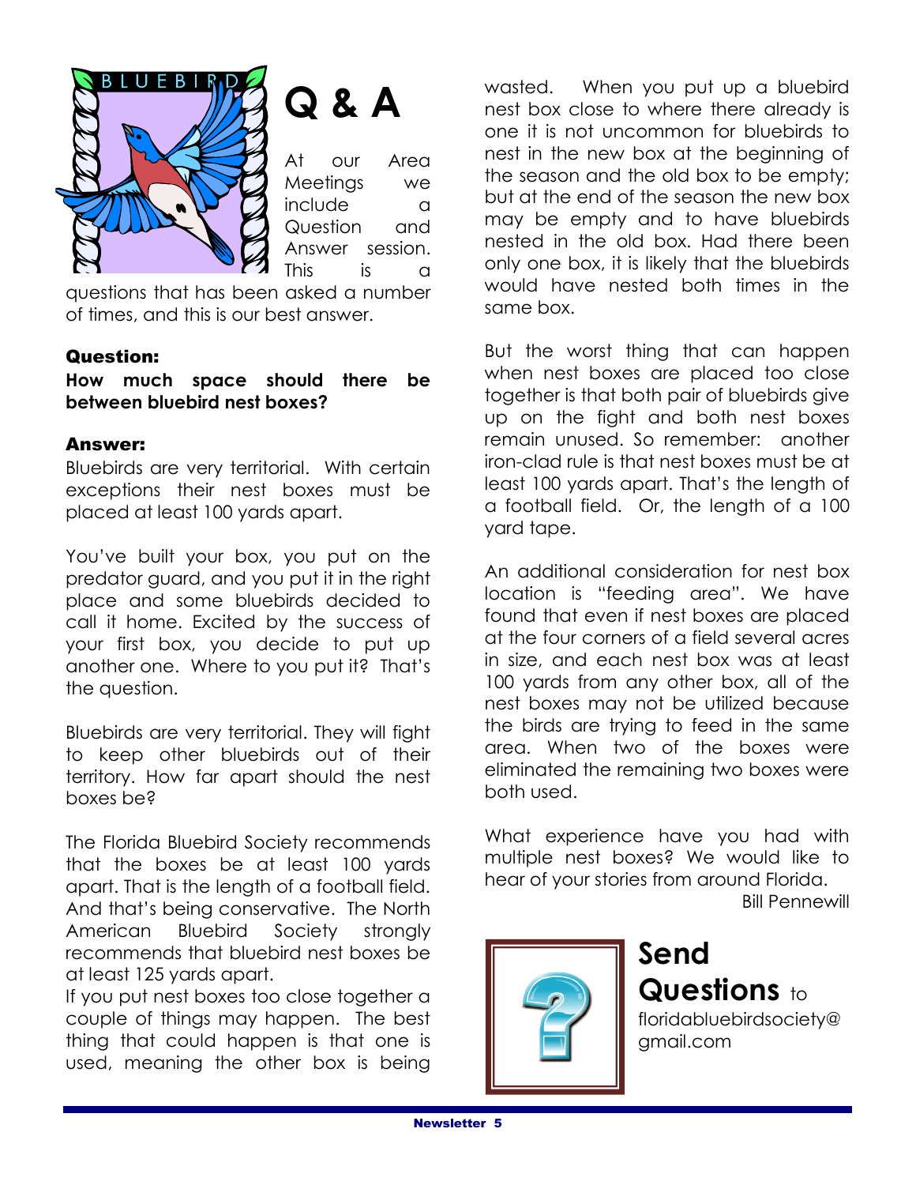# Q & A

At our Area Meetings we include a Question and Answer session. This is a questions that has been asked a number of times, and this is our best answer.

**Question:**

**How much space should there be between bluebird nest boxes?**

**Answer:**

Bluebirds are very territorial. With certain exceptions their nest boxes must be placed at least 100 yards apart.

You've built your box, you put on the predator guard, and you put it in the right place and some bluebirds decided to call it home. Excited by the success of your first box, you decide to put up another one. Where to you put it? That's the question.

Bluebirds are very territorial. They will fight to keep other bluebirds out of their territory. How far apart should the nest boxes be?

The Florida Bluebird Society recommends that the boxes be at least 100 yards apart. That is the length of a football field. And that's being conservative. The North American Bluebird Society strongly recommends that bluebird nest boxes be at least 125 yards apart.

If you put nest boxes too close together a couple of things may happen. The best thing that could happen is that one is used, meaning the other box is being wasted. When you put up a bluebird nest box close to where there already is one it is not uncommon for bluebirds to nest in the new box at the beginning of the season and the old box to be empty; but at the end of the season the new box may be empty and to have bluebirds nested in the old box. Had there been only one box, it is likely that the bluebirds would have nested both times in the same box.

But the worst thing that can happen when nest boxes are placed too close together is that both pair of bluebirds give up on the fight and both nest boxes remain unused. So remember: another iron-clad rule is that nest boxes must be at least 100 yards apart. That's the length of a football field. Or, the length of a 100 yard tape.

An additional consideration for nest box location is "feeding area". We have found that even if nest boxes are placed at the four corners of a field several acres in size, and each nest box was at least 100 yards from any other box, all of the nest boxes may not be utilized because the birds are trying to feed in the same area. When two of the boxes were eliminated the remaining two boxes were both used.

What experience have you had with multiple nest boxes? We would like to hear of your stories from around Florida.

Bill Pennewill

## Send Questions to

floridabluebirdsociety@gmail.com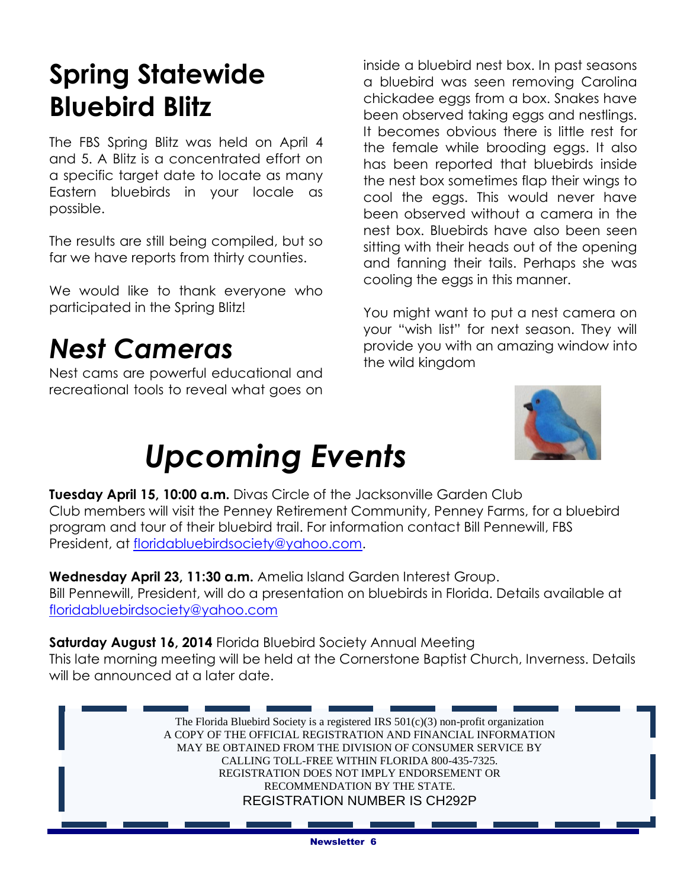# Spring Statewide Bluebird Blitz

The FBS Spring Blitz was held on April 4 and 5. A Blitz is a concentrated effort on a specific target date to locate as many Eastern bluebirds in your locale as possible.

The results are still being compiled, but so far we have reports from thirty counties.

We would like to thank everyone who participated in the Spring Blitz!

# *Nest Cameras*

Nest cams are powerful educational and recreational tools to reveal what goes on inside a bluebird nest box. In past seasons a bluebird was seen removing Carolina chickadee eggs from a box. Snakes have been observed taking eggs and nestlings. It becomes obvious there is little rest for the female while brooding eggs. It also has been reported that bluebirds inside the nest box sometimes flap their wings to cool the eggs. This would never have been observed without a camera in the nest box. Bluebirds have also been seen sitting with their heads out of the opening and fanning their tails. Perhaps she was cooling the eggs in this manner.

You might want to put a nest camera on your "wish list" for next season. They will provide you with an amazing window into the wild kingdom

# *Upcoming Events*

**Tuesday April 15, 10:00 a.m.** Divas Circle of the Jacksonville Garden Club
Club members will visit the Penney Retirement Community, Penney Farms, for a bluebird program and tour of their bluebird trail. For information contact Bill Pennewill, FBS President, at floridabluebirdsociety@yahoo.com.

**Wednesday April 23, 11:30 a.m.** Amelia Island Garden Interest Group.
Bill Pennewill, President, will do a presentation on bluebirds in Florida. Details available at floridabluebirdsociety@yahoo.com

**Saturday August 16, 2014** Florida Bluebird Society Annual Meeting
This late morning meeting will be held at the Cornerstone Baptist Church, Inverness. Details will be announced at a later date.

The Florida Bluebird Society is a registered IRS 501(c)(3) non-profit organization
A COPY OF THE OFFICIAL REGISTRATION AND FINANCIAL INFORMATION MAY BE OBTAINED FROM THE DIVISION OF CONSUMER SERVICE BY CALLING TOLL-FREE WITHIN FLORIDA 800-435-7325.
REGISTRATION DOES NOT IMPLY ENDORSEMENT OR RECOMMENDATION BY THE STATE.
REGISTRATION NUMBER IS CH292P